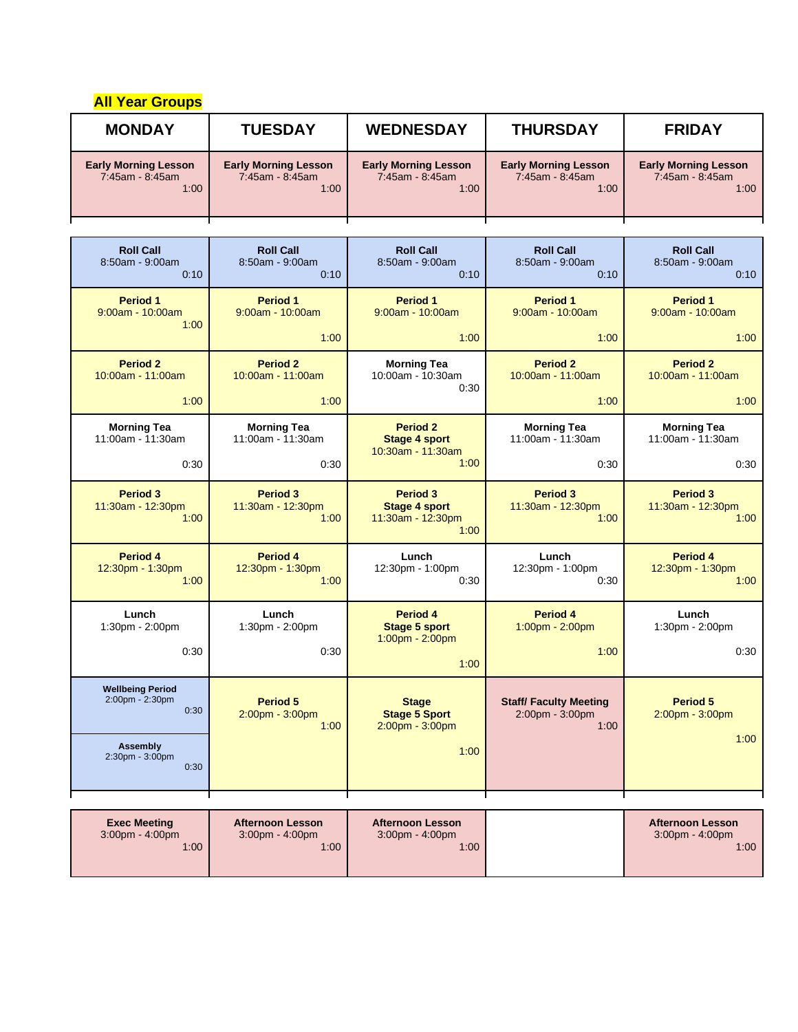**All Year Groups**

| MONDAY | TUESDAY | WEDNESDAY | THURSDAY | FRIDAY |
|---|---|---|---|---|
| **Early Morning Lesson** 7:45am - 8:45am 1:00 | **Early Morning Lesson** 7:45am - 8:45am 1:00 | **Early Morning Lesson** 7:45am - 8:45am 1:00 | **Early Morning Lesson** 7:45am - 8:45am 1:00 | **Early Morning Lesson** 7:45am - 8:45am 1:00 |
| **Roll Call** 8:50am - 9:00am 0:10 | **Roll Call** 8:50am - 9:00am 0:10 | **Roll Call** 8:50am - 9:00am 0:10 | **Roll Call** 8:50am - 9:00am 0:10 | **Roll Call** 8:50am - 9:00am 0:10 |
| **Period 1** 9:00am - 10:00am 1:00 | **Period 1** 9:00am - 10:00am 1:00 | **Period 1** 9:00am - 10:00am 1:00 | **Period 1** 9:00am - 10:00am 1:00 | **Period 1** 9:00am - 10:00am 1:00 |
| **Period 2** 10:00am - 11:00am 1:00 | **Period 2** 10:00am - 11:00am 1:00 | **Morning Tea** 10:00am - 10:30am 0:30 | **Period 2** 10:00am - 11:00am 1:00 | **Period 2** 10:00am - 11:00am 1:00 |
| **Morning Tea** 11:00am - 11:30am 0:30 | **Morning Tea** 11:00am - 11:30am 0:30 | **Period 2** **Stage 4 sport** 10:30am - 11:30am 1:00 | **Morning Tea** 11:00am - 11:30am 0:30 | **Morning Tea** 11:00am - 11:30am 0:30 |
| **Period 3** 11:30am - 12:30pm 1:00 | **Period 3** 11:30am - 12:30pm 1:00 | **Period 3** **Stage 4 sport** 11:30am - 12:30pm 1:00 | **Period 3** 11:30am - 12:30pm 1:00 | **Period 3** 11:30am - 12:30pm 1:00 |
| **Period 4** 12:30pm - 1:30pm 1:00 | **Period 4** 12:30pm - 1:30pm 1:00 | **Lunch** 12:30pm - 1:00pm 0:30 | **Lunch** 12:30pm - 1:00pm 0:30 | **Period 4** 12:30pm - 1:30pm 1:00 |
| **Lunch** 1:30pm - 2:00pm 0:30 | **Lunch** 1:30pm - 2:00pm 0:30 | **Period 4** **Stage 5 sport** 1:00pm - 2:00pm 1:00 | **Period 4** 1:00pm - 2:00pm 1:00 | **Lunch** 1:30pm - 2:00pm 0:30 |
| **Wellbeing Period** 2:00pm - 2:30pm 0:30<br>**Assembly** 2:30pm - 3:00pm 0:30 | **Period 5** 2:00pm - 3:00pm 1:00 | **Stage** **Stage 5 Sport** 2:00pm - 3:00pm 1:00 | **Staff/ Faculty Meeting** 2:00pm - 3:00pm 1:00 | **Period 5** 2:00pm - 3:00pm 1:00 |
| **Exec Meeting** 3:00pm - 4:00pm 1:00 | **Afternoon Lesson** 3:00pm - 4:00pm 1:00 | **Afternoon Lesson** 3:00pm - 4:00pm 1:00 | | **Afternoon Lesson** 3:00pm - 4:00pm 1:00 |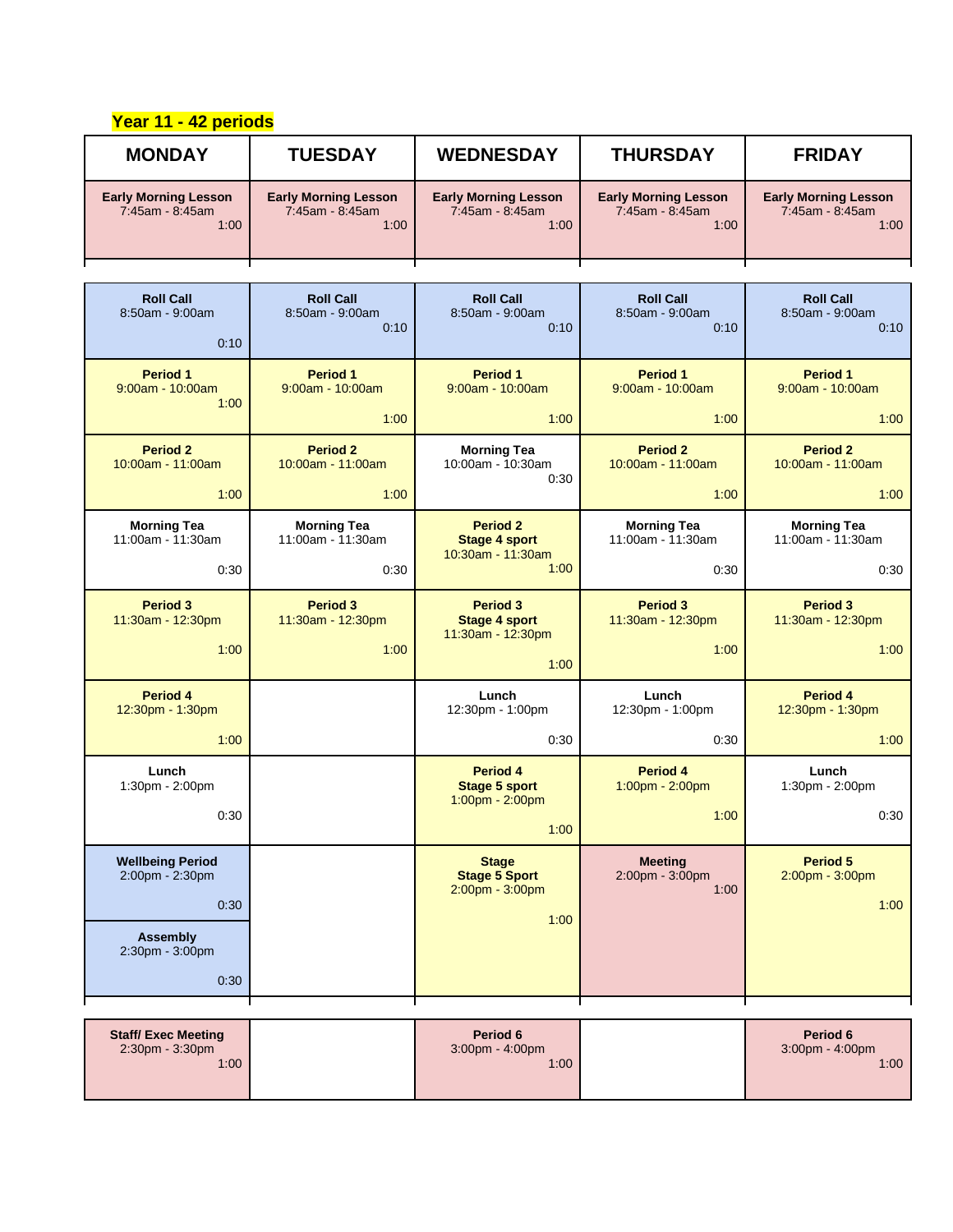**Year 11 - 42 periods**

| MONDAY | TUESDAY | WEDNESDAY | THURSDAY | FRIDAY |
|---|---|---|---|---|
| **Early Morning Lesson** 7:45am - 8:45am 1:00 | **Early Morning Lesson** 7:45am - 8:45am 1:00 | **Early Morning Lesson** 7:45am - 8:45am 1:00 | **Early Morning Lesson** 7:45am - 8:45am 1:00 | **Early Morning Lesson** 7:45am - 8:45am 1:00 |
| **Roll Call** 8:50am - 9:00am 0:10 | **Roll Call** 8:50am - 9:00am 0:10 | **Roll Call** 8:50am - 9:00am 0:10 | **Roll Call** 8:50am - 9:00am 0:10 | **Roll Call** 8:50am - 9:00am 0:10 |
| **Period 1** 9:00am - 10:00am 1:00 | **Period 1** 9:00am - 10:00am 1:00 | **Period 1** 9:00am - 10:00am 1:00 | **Period 1** 9:00am - 10:00am 1:00 | **Period 1** 9:00am - 10:00am 1:00 |
| **Period 2** 10:00am - 11:00am 1:00 | **Period 2** 10:00am - 11:00am 1:00 | **Morning Tea** 10:00am - 10:30am 0:30 | **Period 2** 10:00am - 11:00am 1:00 | **Period 2** 10:00am - 11:00am 1:00 |
| **Morning Tea** 11:00am - 11:30am 0:30 | **Morning Tea** 11:00am - 11:30am 0:30 | **Period 2 Stage 4 sport** 10:30am - 11:30am 1:00 | **Morning Tea** 11:00am - 11:30am 0:30 | **Morning Tea** 11:00am - 11:30am 0:30 |
| **Period 3** 11:30am - 12:30pm 1:00 | **Period 3** 11:30am - 12:30pm 1:00 | **Period 3 Stage 4 sport** 11:30am - 12:30pm 1:00 | **Period 3** 11:30am - 12:30pm 1:00 | **Period 3** 11:30am - 12:30pm 1:00 |
| **Period 4** 12:30pm - 1:30pm 1:00 | | **Lunch** 12:30pm - 1:00pm 0:30 | **Lunch** 12:30pm - 1:00pm 0:30 | **Period 4** 12:30pm - 1:30pm 1:00 |
| **Lunch** 1:30pm - 2:00pm 0:30 | | **Period 4 Stage 5 sport** 1:00pm - 2:00pm 1:00 | **Period 4** 1:00pm - 2:00pm 1:00 | **Lunch** 1:30pm - 2:00pm 0:30 |
| **Wellbeing Period** 2:00pm - 2:30pm 0:30 | | **Stage Stage 5 Sport** 2:00pm - 3:00pm 1:00 | **Meeting** 2:00pm - 3:00pm 1:00 | **Period 5** 2:00pm - 3:00pm 1:00 |
| **Assembly** 2:30pm - 3:00pm 0:30 | | | | |
| **Staff/ Exec Meeting** 2:30pm - 3:30pm 1:00 | | **Period 6** 3:00pm - 4:00pm 1:00 | | **Period 6** 3:00pm - 4:00pm 1:00 |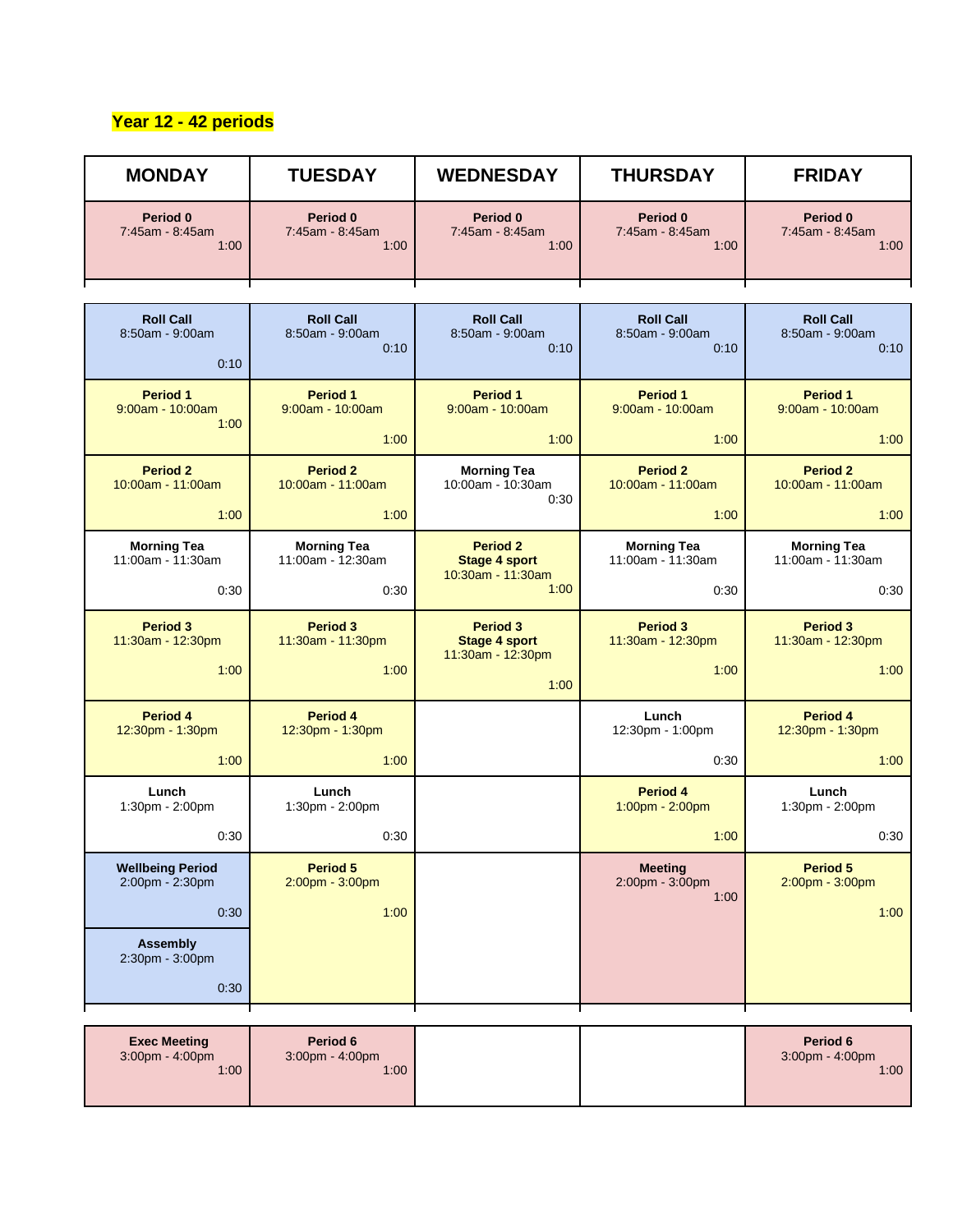**Year 12 - 42 periods**

| MONDAY | TUESDAY | WEDNESDAY | THURSDAY | FRIDAY |
|---|---|---|---|---|
| **Period 0** 7:45am - 8:45am 1:00 | **Period 0** 7:45am - 8:45am 1:00 | **Period 0** 7:45am - 8:45am 1:00 | **Period 0** 7:45am - 8:45am 1:00 | **Period 0** 7:45am - 8:45am 1:00 |
| **Roll Call** 8:50am - 9:00am 0:10 | **Roll Call** 8:50am - 9:00am 0:10 | **Roll Call** 8:50am - 9:00am 0:10 | **Roll Call** 8:50am - 9:00am 0:10 | **Roll Call** 8:50am - 9:00am 0:10 |
| **Period 1** 9:00am - 10:00am 1:00 | **Period 1** 9:00am - 10:00am 1:00 | **Period 1** 9:00am - 10:00am 1:00 | **Period 1** 9:00am - 10:00am 1:00 | **Period 1** 9:00am - 10:00am 1:00 |
| **Period 2** 10:00am - 11:00am 1:00 | **Period 2** 10:00am - 11:00am 1:00 | **Morning Tea** 10:00am - 10:30am 0:30 | **Period 2** 10:00am - 11:00am 1:00 | **Period 2** 10:00am - 11:00am 1:00 |
| **Morning Tea** 11:00am - 11:30am 0:30 | **Morning Tea** 11:00am - 12:30am 0:30 | **Period 2 Stage 4 sport** 10:30am - 11:30am 1:00 | **Morning Tea** 11:00am - 11:30am 0:30 | **Morning Tea** 11:00am - 11:30am 0:30 |
| **Period 3** 11:30am - 12:30pm 1:00 | **Period 3** 11:30am - 11:30pm 1:00 | **Period 3 Stage 4 sport** 11:30am - 12:30pm 1:00 | **Period 3** 11:30am - 12:30pm 1:00 | **Period 3** 11:30am - 12:30pm 1:00 |
| **Period 4** 12:30pm - 1:30pm 1:00 | **Period 4** 12:30pm - 1:30pm 1:00 | | **Lunch** 12:30pm - 1:00pm 0:30 | **Period 4** 12:30pm - 1:30pm 1:00 |
| **Lunch** 1:30pm - 2:00pm 0:30 | **Lunch** 1:30pm - 2:00pm 0:30 | | **Period 4** 1:00pm - 2:00pm 1:00 | **Lunch** 1:30pm - 2:00pm 0:30 |
| **Wellbeing Period** 2:00pm - 2:30pm 0:30 | **Period 5** 2:00pm - 3:00pm 1:00 | | **Meeting** 2:00pm - 3:00pm 1:00 | **Period 5** 2:00pm - 3:00pm 1:00 |
| **Assembly** 2:30pm - 3:00pm 0:30 | | | | |
| **Exec Meeting** 3:00pm - 4:00pm 1:00 | **Period 6** 3:00pm - 4:00pm 1:00 | | | **Period 6** 3:00pm - 4:00pm 1:00 |